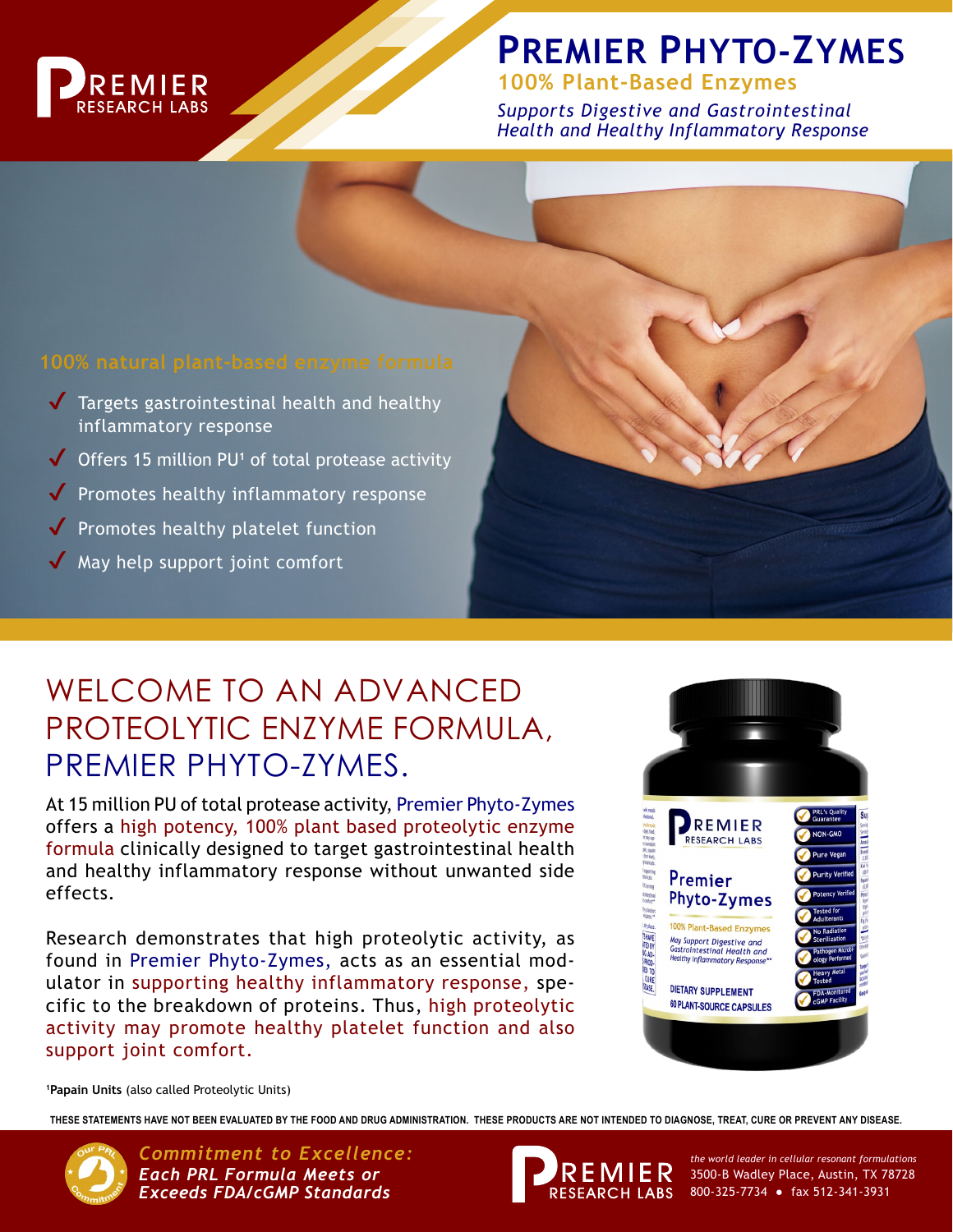# PREMIER PHYTO-ZYMES

## 100% Plant-Based Enzymes

*Supports Digestive and Gastrointestinal Health and Healthy Inflammatory Response*

### 100% natural plant-based enzyme formula

- ✓ Targets gastrointestinal health and healthy inflammatory response
- ✓ Offers 15 million PU[1] of total protease activity
- ✓ Promotes healthy inflammatory response
- ✓ Promotes healthy platelet function
- ✓ May help support joint comfort

## WELCOME TO AN ADVANCED PROTEOLYTIC ENZYME FORMULA, PREMIER PHYTO-ZYMES.

At 15 million PU of total protease activity, Premier Phyto-Zymes offers a high potency, 100% plant based proteolytic enzyme formula clinically designed to target gastrointestinal health and healthy inflammatory response without unwanted side effects.

Research demonstrates that high proteolytic activity, as found in Premier Phyto-Zymes, acts as an essential modulator in supporting healthy inflammatory response, specific to the breakdown of proteins. Thus, high proteolytic activity may promote healthy platelet function and also support joint comfort.

[1]**Papain Units** (also called Proteolytic Units)

**THESE STATEMENTS HAVE NOT BEEN EVALUATED BY THE FOOD AND DRUG ADMINISTRATION. THESE PRODUCTS ARE NOT INTENDED TO DIAGNOSE, TREAT, CURE OR PREVENT ANY DISEASE.**

***Commitment to Excellence:***
***Each PRL Formula Meets or Exceeds FDA/cGMP Standards***

PREMIER RESEARCH LABS

*the world leader in cellular resonant formulations*
3500-B Wadley Place, Austin, TX 78728
800-325-7734 • fax 512-341-3931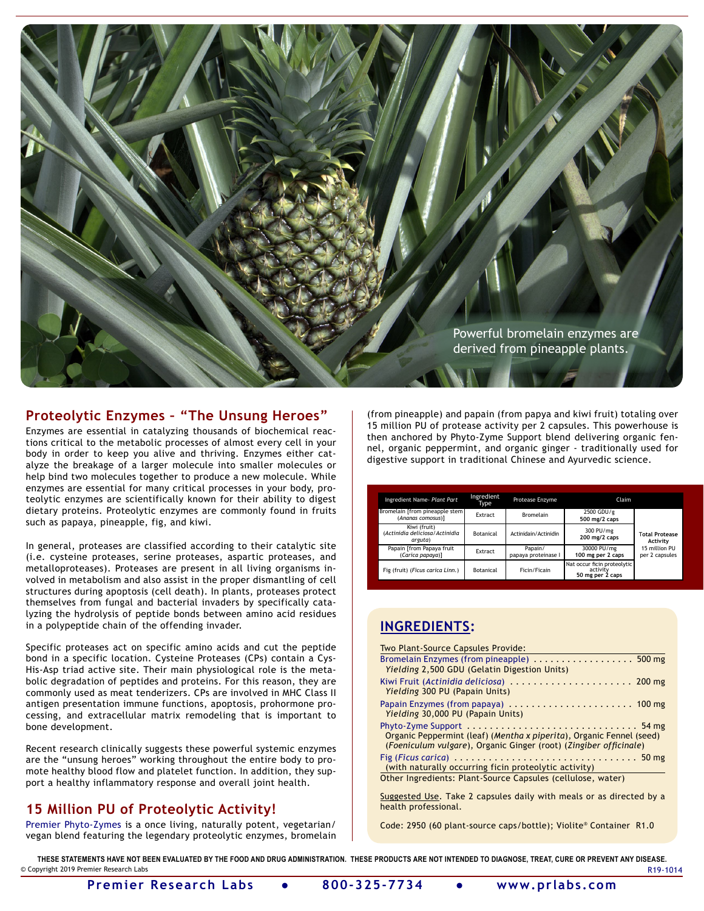Powerful bromelain enzymes are derived from pineapple plants.

## Proteolytic Enzymes – "The Unsung Heroes"

Enzymes are essential in catalyzing thousands of biochemical reactions critical to the metabolic processes of almost every cell in your body in order to keep you alive and thriving. Enzymes either catalyze the breakage of a larger molecule into smaller molecules or help bind two molecules together to produce a new molecule. While enzymes are essential for many critical processes in your body, proteolytic enzymes are scientifically known for their ability to digest dietary proteins. Proteolytic enzymes are commonly found in fruits such as papaya, pineapple, fig, and kiwi.

In general, proteases are classified according to their catalytic site (i.e. cysteine proteases, serine proteases, aspartic proteases, and metalloproteases). Proteases are present in all living organisms involved in metabolism and also assist in the proper dismantling of cell structures during apoptosis (cell death). In plants, proteases protect themselves from fungal and bacterial invaders by specifically catalyzing the hydrolysis of peptide bonds between amino acid residues in a polypeptide chain of the offending invader.

Specific proteases act on specific amino acids and cut the peptide bond in a specific location. Cysteine Proteases (CPs) contain a Cys-His-Asp triad active site. Their main physiological role is the metabolic degradation of peptides and proteins. For this reason, they are commonly used as meat tenderizers. CPs are involved in MHC Class II antigen presentation immune functions, apoptosis, prohormone processing, and extracellular matrix remodeling that is important to bone development.

Recent research clinically suggests these powerful systemic enzymes are the "unsung heroes" working throughout the entire body to promote healthy blood flow and platelet function. In addition, they support a healthy inflammatory response and overall joint health.

## 15 Million PU of Proteolytic Activity!

Premier Phyto-Zymes is a once living, naturally potent, vegetarian/vegan blend featuring the legendary proteolytic enzymes, bromelain (from pineapple) and papain (from papya and kiwi fruit) totaling over 15 million PU of protease activity per 2 capsules. This powerhouse is then anchored by Phyto-Zyme Support blend delivering organic fennel, organic peppermint, and organic ginger - traditionally used for digestive support in traditional Chinese and Ayurvedic science.

| Ingredient Name- *Plant Part* | Ingredient Type | Protease Enzyme | Claim | |
|---|---|---|---|---|
| Bromelain [from pineapple stem (*Ananas comosus*)] | Extract | Bromelain | 2500 GDU/g **500 mg/2 caps** | **Total Protease Activity** 15 million PU per 2 capsules |
| Kiwi (fruit) (*Actinidia deliciosa/Actinidia arguta*) | Botanical | Actinidain/Actinidin | 300 PU/mg **200 mg/2 caps** | |
| Papain [from Papaya fruit (*Carica papaya*)] | Extract | Papain/ papaya proteinase I | 30000 PU/mg **100 mg per 2 caps** | |
| Fig (fruit) (*Ficus carica Linn.*) | Botanical | Ficin/Ficain | Nat occur ficin proteolytic activity **50 mg per 2 caps** | |

## INGREDIENTS:

Two Plant-Source Capsules Provide:

Bromelain Enzymes (from pineapple) .................. 500 mg
*Yielding* 2,500 GDU (Gelatin Digestion Units)

Kiwi Fruit (*Actinidia deliciosa*) ..................... 200 mg
*Yielding* 300 PU (Papain Units)

Papain Enzymes (from papaya) ...................... 100 mg
*Yielding* 30,000 PU (Papain Units)

Phyto-Zyme Support .............................. 54 mg
Organic Peppermint (leaf) (*Mentha x piperita*), Organic Fennel (seed) (*Foeniculum vulgare*), Organic Ginger (root) (*Zingiber officinale*)

Fig (*Ficus carica*) ................................ 50 mg
(with naturally occurring ficin proteolytic activity)

Other Ingredients: Plant-Source Capsules (cellulose, water)

Suggested Use. Take 2 capsules daily with meals or as directed by a health professional.

Code: 2950 (60 plant-source caps/bottle); Violite® Container R1.0

**THESE STATEMENTS HAVE NOT BEEN EVALUATED BY THE FOOD AND DRUG ADMINISTRATION. THESE PRODUCTS ARE NOT INTENDED TO DIAGNOSE, TREAT, CURE OR PREVENT ANY DISEASE.**

© Copyright 2019 Premier Research Labs

R19-1014

**Premier Research Labs • 800-325-7734 • www.prlabs.com**